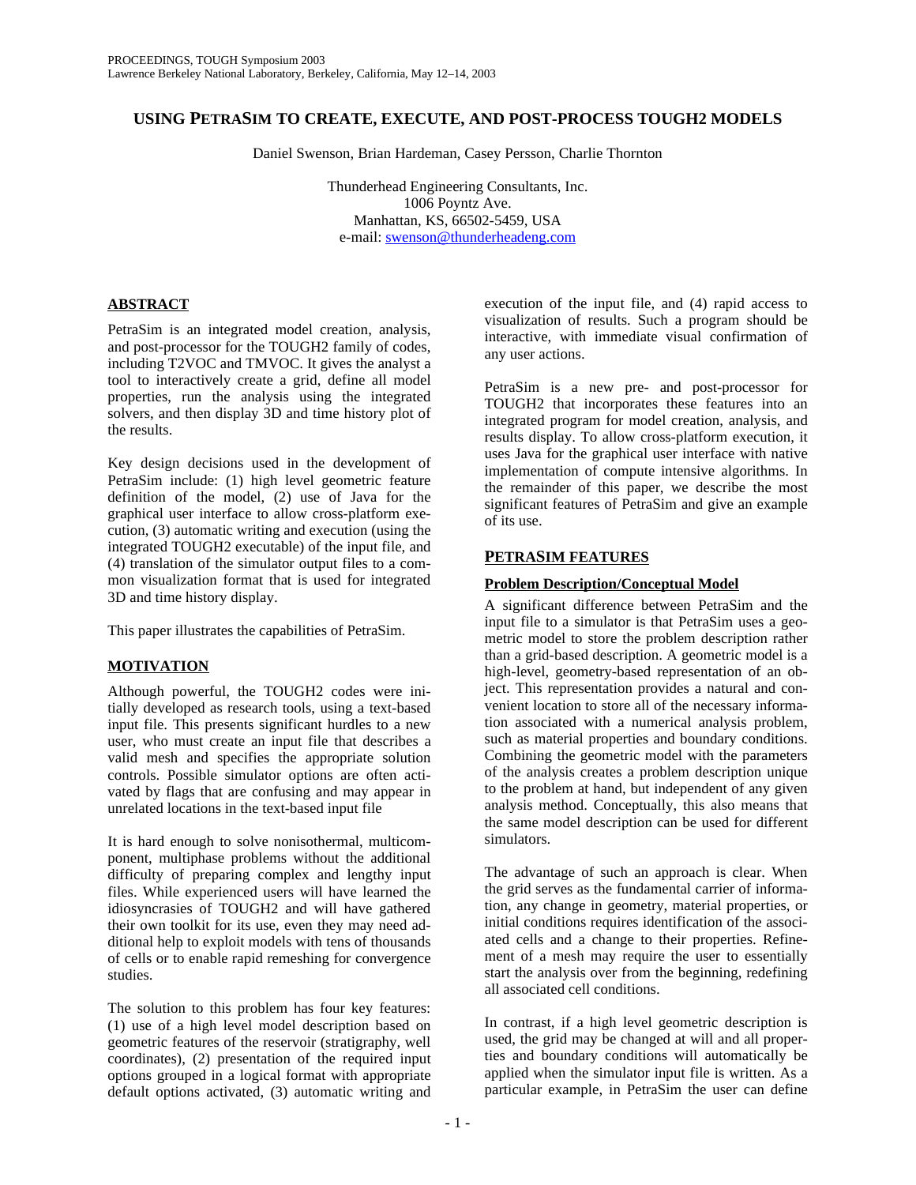# USING PETRASIM TO CREATE, EXECUTE, AND POST-PROCESS TOUGH2 MODELS

Daniel Swenson, Brian Hardeman, Casey Persson, Charlie Thornton

Thunderhead Engineering Consultants, Inc.
1006 Poyntz Ave.
Manhattan, KS, 66502-5459, USA
e-mail: swenson@thunderheadeng.com

## ABSTRACT

PetraSim is an integrated model creation, analysis, and post-processor for the TOUGH2 family of codes, including T2VOC and TMVOC. It gives the analyst a tool to interactively create a grid, define all model properties, run the analysis using the integrated solvers, and then display 3D and time history plot of the results.

Key design decisions used in the development of PetraSim include: (1) high level geometric feature definition of the model, (2) use of Java for the graphical user interface to allow cross-platform execution, (3) automatic writing and execution (using the integrated TOUGH2 executable) of the input file, and (4) translation of the simulator output files to a common visualization format that is used for integrated 3D and time history display.

This paper illustrates the capabilities of PetraSim.

## MOTIVATION

Although powerful, the TOUGH2 codes were initially developed as research tools, using a text-based input file. This presents significant hurdles to a new user, who must create an input file that describes a valid mesh and specifies the appropriate solution controls. Possible simulator options are often activated by flags that are confusing and may appear in unrelated locations in the text-based input file

It is hard enough to solve nonisothermal, multicomponent, multiphase problems without the additional difficulty of preparing complex and lengthy input files. While experienced users will have learned the idiosyncrasies of TOUGH2 and will have gathered their own toolkit for its use, even they may need additional help to exploit models with tens of thousands of cells or to enable rapid remeshing for convergence studies.

The solution to this problem has four key features: (1) use of a high level model description based on geometric features of the reservoir (stratigraphy, well coordinates), (2) presentation of the required input options grouped in a logical format with appropriate default options activated, (3) automatic writing and execution of the input file, and (4) rapid access to visualization of results. Such a program should be interactive, with immediate visual confirmation of any user actions.

PetraSim is a new pre- and post-processor for TOUGH2 that incorporates these features into an integrated program for model creation, analysis, and results display. To allow cross-platform execution, it uses Java for the graphical user interface with native implementation of compute intensive algorithms. In the remainder of this paper, we describe the most significant features of PetraSim and give an example of its use.

## PETRASIM FEATURES

### Problem Description/Conceptual Model

A significant difference between PetraSim and the input file to a simulator is that PetraSim uses a geometric model to store the problem description rather than a grid-based description. A geometric model is a high-level, geometry-based representation of an object. This representation provides a natural and convenient location to store all of the necessary information associated with a numerical analysis problem, such as material properties and boundary conditions. Combining the geometric model with the parameters of the analysis creates a problem description unique to the problem at hand, but independent of any given analysis method. Conceptually, this also means that the same model description can be used for different simulators.

The advantage of such an approach is clear. When the grid serves as the fundamental carrier of information, any change in geometry, material properties, or initial conditions requires identification of the associated cells and a change to their properties. Refinement of a mesh may require the user to essentially start the analysis over from the beginning, redefining all associated cell conditions.

In contrast, if a high level geometric description is used, the grid may be changed at will and all properties and boundary conditions will automatically be applied when the simulator input file is written. As a particular example, in PetraSim the user can define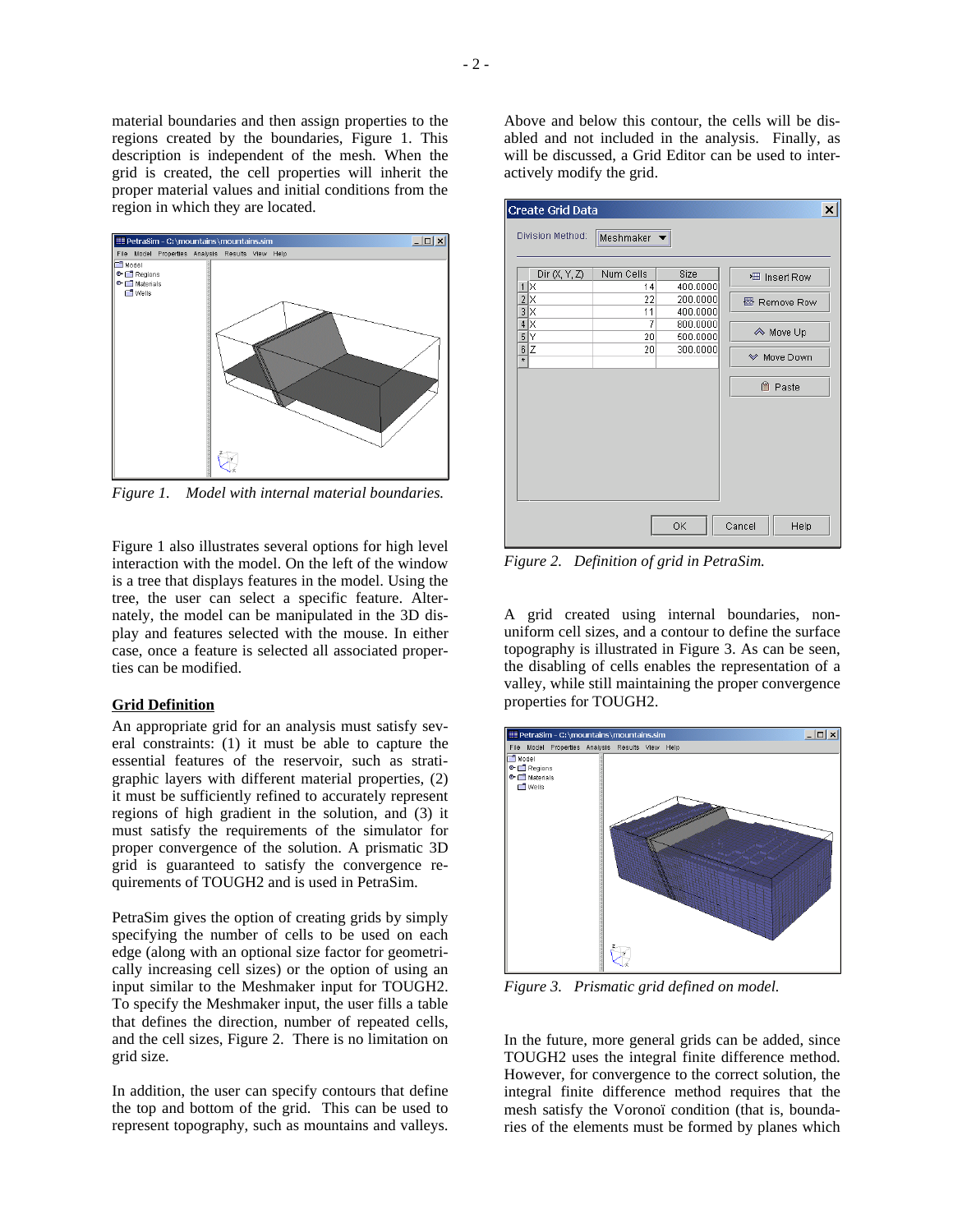material boundaries and then assign properties to the regions created by the boundaries, Figure 1. This description is independent of the mesh. When the grid is created, the cell properties will inherit the proper material values and initial conditions from the region in which they are located.

*Figure 1. Model with internal material boundaries.*

Figure 1 also illustrates several options for high level interaction with the model. On the left of the window is a tree that displays features in the model. Using the tree, the user can select a specific feature. Alternately, the model can be manipulated in the 3D display and features selected with the mouse. In either case, once a feature is selected all associated properties can be modified.

## Grid Definition

An appropriate grid for an analysis must satisfy several constraints: (1) it must be able to capture the essential features of the reservoir, such as stratigraphic layers with different material properties, (2) it must be sufficiently refined to accurately represent regions of high gradient in the solution, and (3) it must satisfy the requirements of the simulator for proper convergence of the solution. A prismatic 3D grid is guaranteed to satisfy the convergence requirements of TOUGH2 and is used in PetraSim.

PetraSim gives the option of creating grids by simply specifying the number of cells to be used on each edge (along with an optional size factor for geometrically increasing cell sizes) or the option of using an input similar to the Meshmaker input for TOUGH2. To specify the Meshmaker input, the user fills a table that defines the direction, number of repeated cells, and the cell sizes, Figure 2. There is no limitation on grid size.

In addition, the user can specify contours that define the top and bottom of the grid. This can be used to represent topography, such as mountains and valleys. Above and below this contour, the cells will be disabled and not included in the analysis. Finally, as will be discussed, a Grid Editor can be used to interactively modify the grid.

*Figure 2. Definition of grid in PetraSim.*

A grid created using internal boundaries, non-uniform cell sizes, and a contour to define the surface topography is illustrated in Figure 3. As can be seen, the disabling of cells enables the representation of a valley, while still maintaining the proper convergence properties for TOUGH2.

*Figure 3. Prismatic grid defined on model.*

In the future, more general grids can be added, since TOUGH2 uses the integral finite difference method. However, for convergence to the correct solution, the integral finite difference method requires that the mesh satisfy the Voronoï condition (that is, boundaries of the elements must be formed by planes which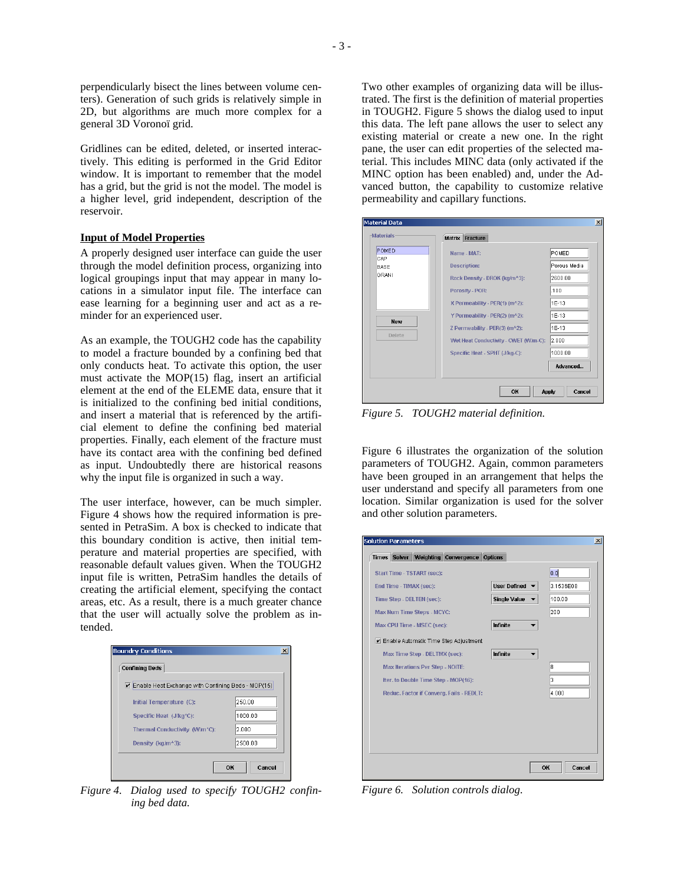perpendicularly bisect the lines between volume centers). Generation of such grids is relatively simple in 2D, but algorithms are much more complex for a general 3D Voronoï grid.

Gridlines can be edited, deleted, or inserted interactively. This editing is performed in the Grid Editor window. It is important to remember that the model has a grid, but the grid is not the model. The model is a higher level, grid independent, description of the reservoir.

## Input of Model Properties

A properly designed user interface can guide the user through the model definition process, organizing into logical groupings input that may appear in many locations in a simulator input file. The interface can ease learning for a beginning user and act as a reminder for an experienced user.

As an example, the TOUGH2 code has the capability to model a fracture bounded by a confining bed that only conducts heat. To activate this option, the user must activate the MOP(15) flag, insert an artificial element at the end of the ELEME data, ensure that it is initialized to the confining bed initial conditions, and insert a material that is referenced by the artificial element to define the confining bed material properties. Finally, each element of the fracture must have its contact area with the confining bed defined as input. Undoubtedly there are historical reasons why the input file is organized in such a way.

The user interface, however, can be much simpler. Figure 4 shows how the required information is presented in PetraSim. A box is checked to indicate that this boundary condition is active, then initial temperature and material properties are specified, with reasonable default values given. When the TOUGH2 input file is written, PetraSim handles the details of creating the artificial element, specifying the contact areas, etc. As a result, there is a much greater chance that the user will actually solve the problem as intended.

Boundry Conditions

Confining Beds

Enable Heat Exchange with Confining Beds - MOP(15)

Initial Temperature (C): 250.00

Specific Heat (J/kg*C): 1000.00

Thermal Conductivity (W/m*C): 2.000

Density (kg/m^3): 2500.00

OK Cancel

*Figure 4. Dialog used to specify TOUGH2 confining bed data.*

Two other examples of organizing data will be illustrated. The first is the definition of material properties in TOUGH2. Figure 5 shows the dialog used to input this data. The left pane allows the user to select any existing material or create a new one. In the right pane, the user can edit properties of the selected material. This includes MINC data (only activated if the MINC option has been enabled) and, under the Advanced button, the capability to customize relative permeability and capillary functions.

Material Data

Materials: POMED, CAP, BASE, GRANI

New Delete

Matrix Fracture

Name - MAT: POMED

Description: Porous Media

Rock Density - DROK (kg/m^3): 2600.00

Porosity - POR: .100

X Permeability - PER(1) (m^2): 1E-13

Y Permeability - PER(2) (m^2): 1E-13

Z Permeability - PER(3) (m^2): 1E-13

Wet Heat Conductivity - CWET (W/m-C): 2.000

Specific Heat - SPHT (J/kg-C): 1000.00

Advanced...

OK Apply Cancel

*Figure 5. TOUGH2 material definition.*

Figure 6 illustrates the organization of the solution parameters of TOUGH2. Again, common parameters have been grouped in an arrangement that helps the user understand and specify all parameters from one location. Similar organization is used for the solver and other solution parameters.

Solution Parameters

Times Solver Weighting Convergence Options

Start Time - TSTART (sec): 0.0

End Time - TIMAX (sec): User Defined 3.1536E08

Time Step - DELTEN (sec): Single Value 100.00

Max Num Time Steps - MCYC: 200

Max CPU Time - MSEC (sec): Infinite

Enable Automatic Time Step Adjustment

Max Time Step - DELTMX (sec): Infinite

Max Iterations Per Step - NOITE: 8

Iter. to Double Time Step - MOP(16): 3

Reduc. Factor if Converg. Fails - REDLT: 4.000

OK Cancel

*Figure 6. Solution controls dialog.*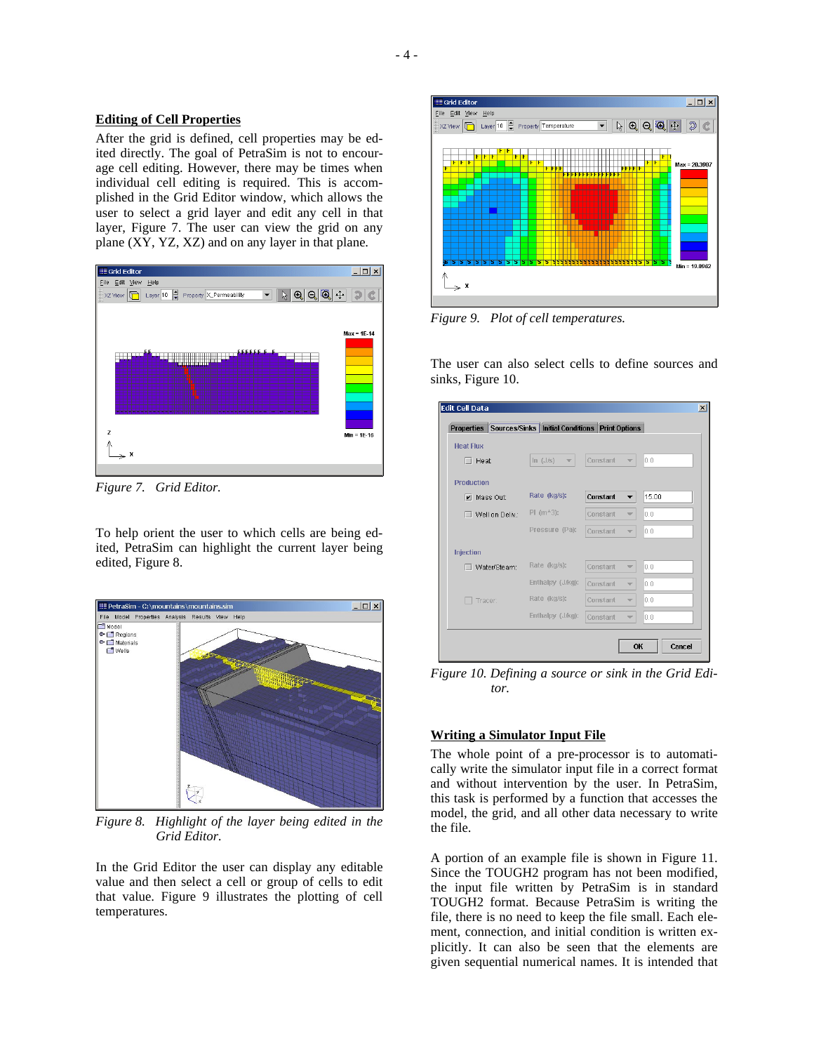## Editing of Cell Properties

After the grid is defined, cell properties may be edited directly. The goal of PetraSim is not to encourage cell editing. However, there may be times when individual cell editing is required. This is accomplished in the Grid Editor window, which allows the user to select a grid layer and edit any cell in that layer, Figure 7. The user can view the grid on any plane (XY, YZ, XZ) and on any layer in that plane.

*Figure 7. Grid Editor.*

To help orient the user to which cells are being edited, PetraSim can highlight the current layer being edited, Figure 8.

*Figure 8. Highlight of the layer being edited in the Grid Editor.*

In the Grid Editor the user can display any editable value and then select a cell or group of cells to edit that value. Figure 9 illustrates the plotting of cell temperatures.

*Figure 9. Plot of cell temperatures.*

The user can also select cells to define sources and sinks, Figure 10.

*Figure 10. Defining a source or sink in the Grid Editor.*

## Writing a Simulator Input File

The whole point of a pre-processor is to automatically write the simulator input file in a correct format and without intervention by the user. In PetraSim, this task is performed by a function that accesses the model, the grid, and all other data necessary to write the file.

A portion of an example file is shown in Figure 11. Since the TOUGH2 program has not been modified, the input file written by PetraSim is in standard TOUGH2 format. Because PetraSim is writing the file, there is no need to keep the file small. Each element, connection, and initial condition is written explicitly. It can also be seen that the elements are given sequential numerical names. It is intended that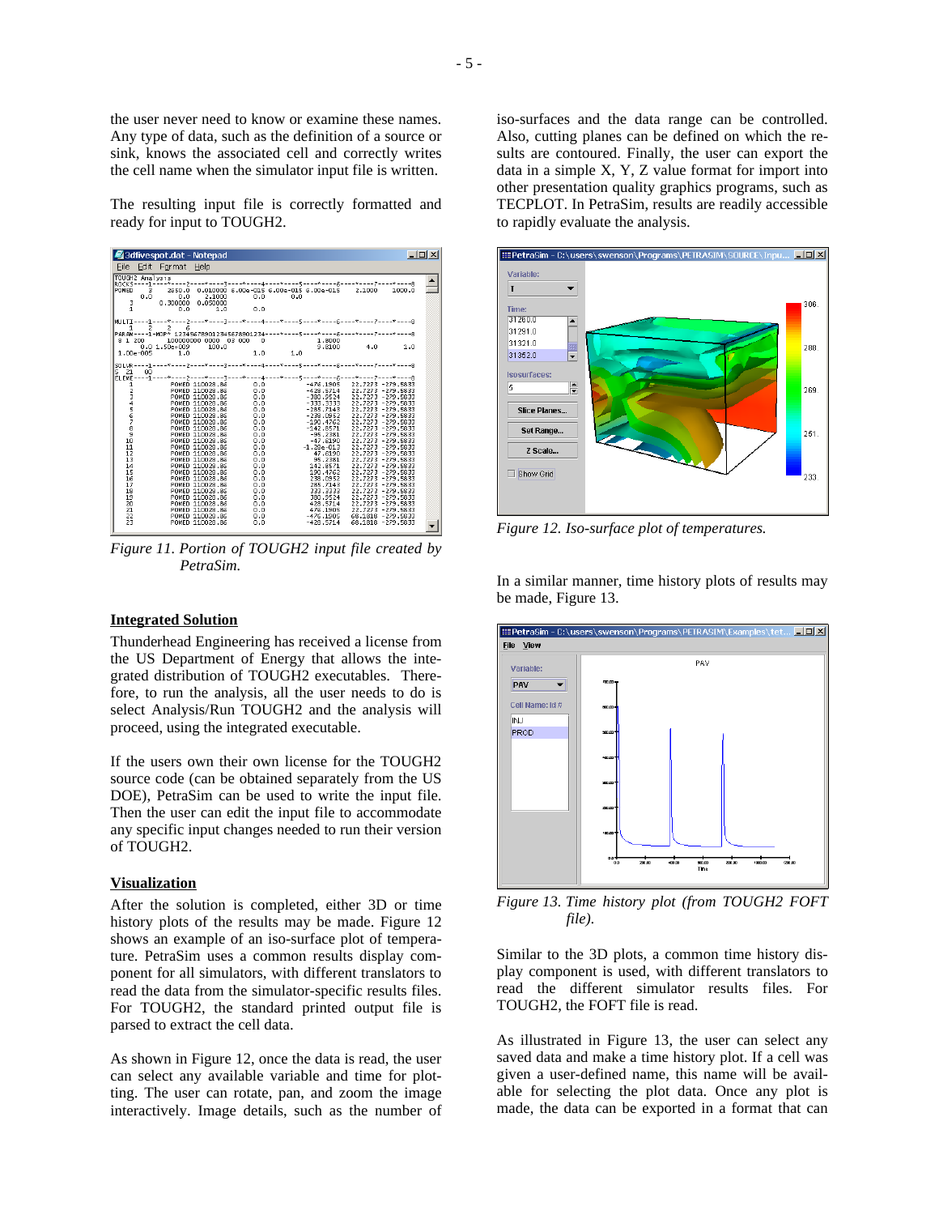the user never need to know or examine these names. Any type of data, such as the definition of a source or sink, knows the associated cell and correctly writes the cell name when the simulator input file is written.

The resulting input file is correctly formatted and ready for input to TOUGH2.

*Figure 11. Portion of TOUGH2 input file created by PetraSim.*

## Integrated Solution

Thunderhead Engineering has received a license from the US Department of Energy that allows the integrated distribution of TOUGH2 executables. Therefore, to run the analysis, all the user needs to do is select Analysis/Run TOUGH2 and the analysis will proceed, using the integrated executable.

If the users own their own license for the TOUGH2 source code (can be obtained separately from the US DOE), PetraSim can be used to write the input file. Then the user can edit the input file to accommodate any specific input changes needed to run their version of TOUGH2.

## Visualization

After the solution is completed, either 3D or time history plots of the results may be made. Figure 12 shows an example of an iso-surface plot of temperature. PetraSim uses a common results display component for all simulators, with different translators to read the data from the simulator-specific results files. For TOUGH2, the standard printed output file is parsed to extract the cell data.

As shown in Figure 12, once the data is read, the user can select any available variable and time for plotting. The user can rotate, pan, and zoom the image interactively. Image details, such as the number of iso-surfaces and the data range can be controlled. Also, cutting planes can be defined on which the results are contoured. Finally, the user can export the data in a simple X, Y, Z value format for import into other presentation quality graphics programs, such as TECPLOT. In PetraSim, results are readily accessible to rapidly evaluate the analysis.

*Figure 12. Iso-surface plot of temperatures.*

In a similar manner, time history plots of results may be made, Figure 13.

*Figure 13. Time history plot (from TOUGH2 FOFT file).*

Similar to the 3D plots, a common time history display component is used, with different translators to read the different simulator results files. For TOUGH2, the FOFT file is read.

As illustrated in Figure 13, the user can select any saved data and make a time history plot. If a cell was given a user-defined name, this name will be available for selecting the plot data. Once any plot is made, the data can be exported in a format that can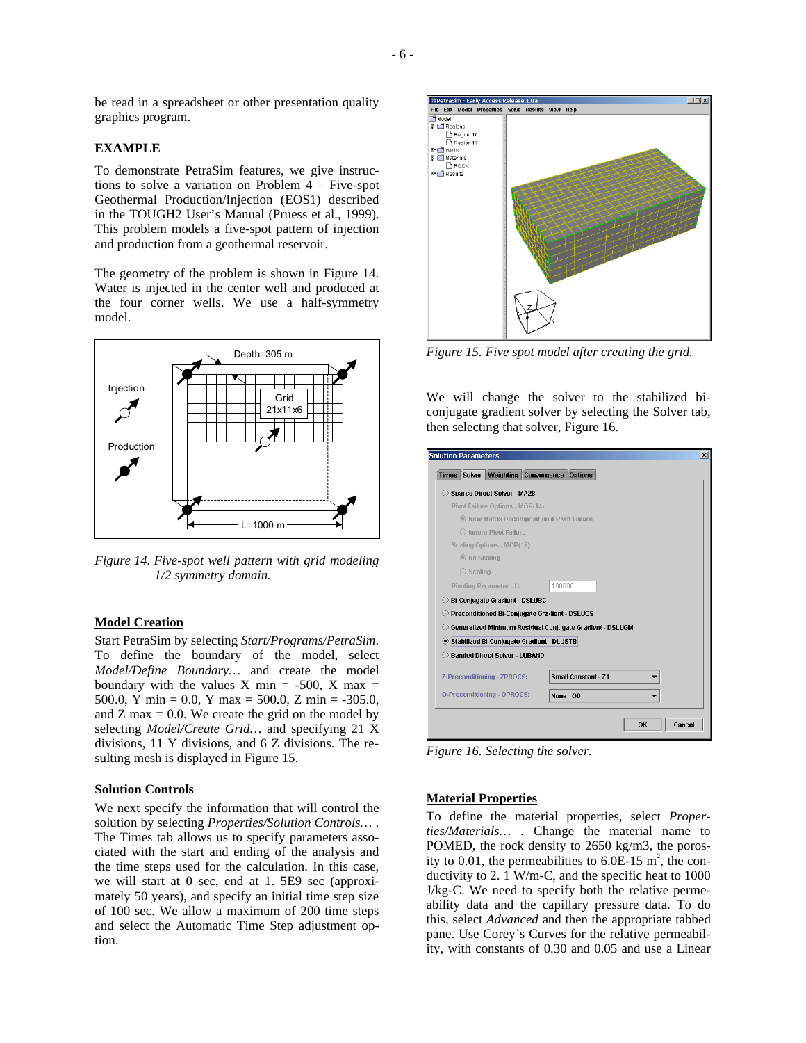be read in a spreadsheet or other presentation quality graphics program.

## EXAMPLE

To demonstrate PetraSim features, we give instructions to solve a variation on Problem 4 – Five-spot Geothermal Production/Injection (EOS1) described in the TOUGH2 User's Manual (Pruess et al., 1999). This problem models a five-spot pattern of injection and production from a geothermal reservoir.

The geometry of the problem is shown in Figure 14. Water is injected in the center well and produced at the four corner wells. We use a half-symmetry model.

Depth=305 m

Injection

Production

Grid 21x11x6

L=1000 m

*Figure 14. Five-spot well pattern with grid modeling 1/2 symmetry domain.*

### Model Creation

Start PetraSim by selecting *Start/Programs/PetraSim*. To define the boundary of the model, select *Model/Define Boundary…* and create the model boundary with the values X min = -500, X max = 500.0, Y min = 0.0, Y max = 500.0, Z min = -305.0, and Z max = 0.0. We create the grid on the model by selecting *Model/Create Grid…* and specifying 21 X divisions, 11 Y divisions, and 6 Z divisions. The resulting mesh is displayed in Figure 15.

### Solution Controls

We next specify the information that will control the solution by selecting *Properties/Solution Controls…* . The Times tab allows us to specify parameters associated with the start and ending of the analysis and the time steps used for the calculation. In this case, we will start at 0 sec, end at 1. 5E9 sec (approximately 50 years), and specify an initial time step size of 100 sec. We allow a maximum of 200 time steps and select the Automatic Time Step adjustment option.

PetraSim - Early Access Release 1.0a

File Edit Model Properties Solve Results View Help

Model
Regions
Region 10
Region 17
Wells
Materials
ROCK1
Results

*Figure 15. Five spot model after creating the grid.*

We will change the solver to the stabilized bi-conjugate gradient solver by selecting the Solver tab, then selecting that solver, Figure 16.

Solution Parameters

Times | Solver | Weighting | Convergence | Options

Sparse Direct Solver - MA28
Pivot Failure Options - MOP(14):
New Matrix Decomposition if Pivot Failure
Ignore Pivot Failure
Scaling Options - MOP(17):
No Scaling
Scaling
Pivoting Parameter - U: 0.100000
Bi-Conjugate Gradient - DSLUBC
Preconditioned Bi-Conjugate Gradient - DSLUCS
Generalized Minimum Residual Conjugate Gradient - DSLUGM
Stabilized Bi-Conjugate Gradient - DLUSTB
Banded Direct Solver - LUBAND

Z-Preconditioning - ZPROCS: Small Constant - Z1
O-Preconditioning - OPROCS: None - O0

OK Cancel

*Figure 16. Selecting the solver.*

### Material Properties

To define the material properties, select *Properties/Materials…* . Change the material name to POMED, the rock density to 2650 kg/m3, the porosity to 0.01, the permeabilities to 6.0E-15 $m^2$, the conductivity to 2. 1 W/m-C, and the specific heat to 1000 J/kg-C. We need to specify both the relative permeability data and the capillary pressure data. To do this, select *Advanced* and then the appropriate tabbed pane. Use Corey's Curves for the relative permeability, with constants of 0.30 and 0.05 and use a Linear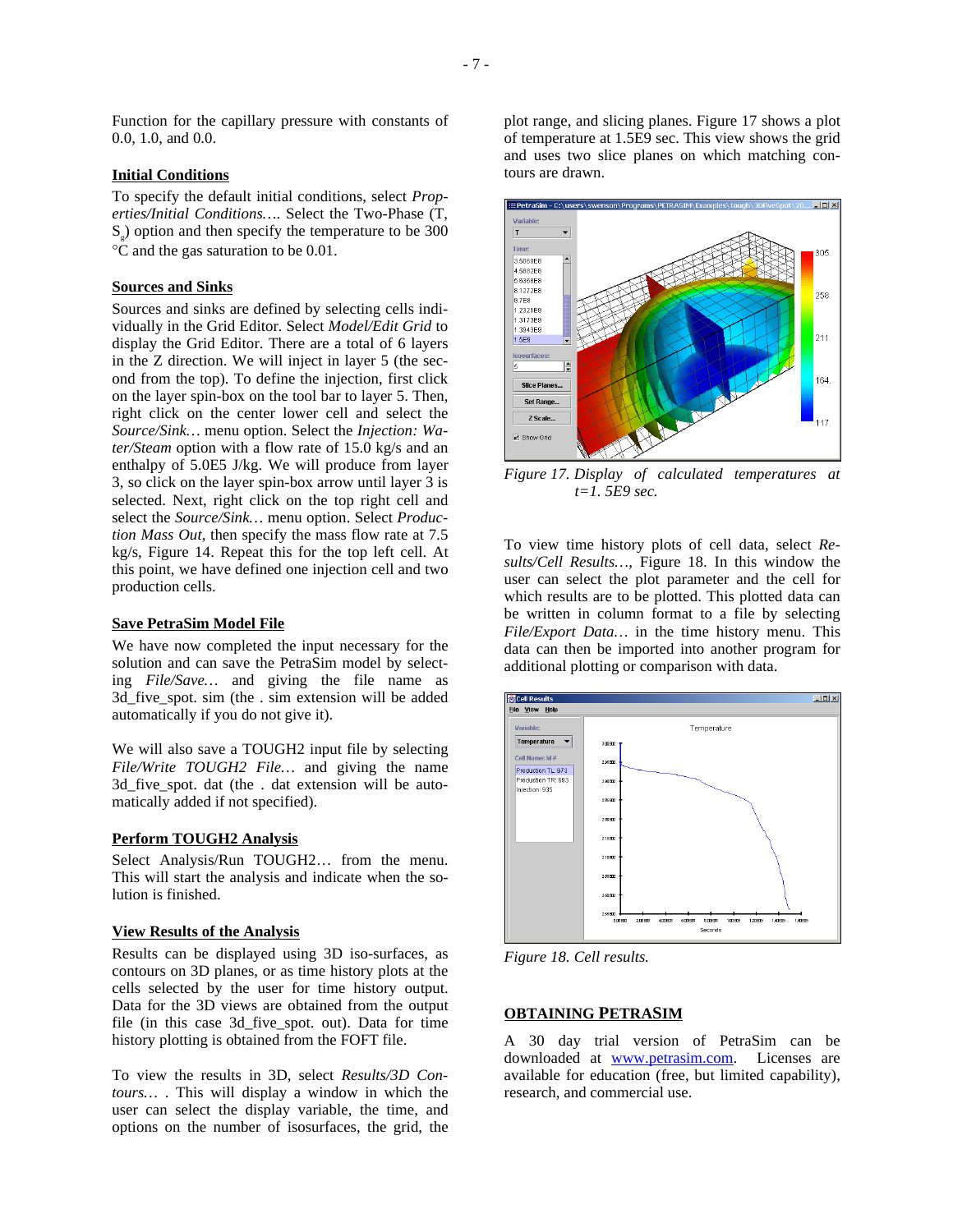Function for the capillary pressure with constants of 0.0, 1.0, and 0.0.

## Initial Conditions

To specify the default initial conditions, select *Properties/Initial Conditions….* Select the Two-Phase (T, $S_g$) option and then specify the temperature to be 300 °C and the gas saturation to be 0.01.

## Sources and Sinks

Sources and sinks are defined by selecting cells individually in the Grid Editor. Select *Model/Edit Grid* to display the Grid Editor. There are a total of 6 layers in the Z direction. We will inject in layer 5 (the second from the top). To define the injection, first click on the layer spin-box on the tool bar to layer 5. Then, right click on the center lower cell and select the *Source/Sink…* menu option. Select the *Injection: Water/Steam* option with a flow rate of 15.0 kg/s and an enthalpy of 5.0E5 J/kg. We will produce from layer 3, so click on the layer spin-box arrow until layer 3 is selected. Next, right click on the top right cell and select the *Source/Sink…* menu option. Select *Production Mass Out*, then specify the mass flow rate at 7.5 kg/s, Figure 14. Repeat this for the top left cell. At this point, we have defined one injection cell and two production cells.

## Save PetraSim Model File

We have now completed the input necessary for the solution and can save the PetraSim model by selecting *File/Save…* and giving the file name as 3d_five_spot. sim (the . sim extension will be added automatically if you do not give it).

We will also save a TOUGH2 input file by selecting *File/Write TOUGH2 File…* and giving the name 3d_five_spot. dat (the . dat extension will be automatically added if not specified).

## Perform TOUGH2 Analysis

Select Analysis/Run TOUGH2… from the menu. This will start the analysis and indicate when the solution is finished.

## View Results of the Analysis

Results can be displayed using 3D iso-surfaces, as contours on 3D planes, or as time history plots at the cells selected by the user for time history output. Data for the 3D views are obtained from the output file (in this case 3d_five_spot. out). Data for time history plotting is obtained from the FOFT file.

To view the results in 3D, select *Results/3D Contours…* . This will display a window in which the user can select the display variable, the time, and options on the number of isosurfaces, the grid, the plot range, and slicing planes. Figure 17 shows a plot of temperature at 1.5E9 sec. This view shows the grid and uses two slice planes on which matching contours are drawn.

*Figure 17. Display of calculated temperatures at t=1. 5E9 sec.*

To view time history plots of cell data, select *Results/Cell Results…*, Figure 18. In this window the user can select the plot parameter and the cell for which results are to be plotted. This plotted data can be written in column format to a file by selecting *File/Export Data…* in the time history menu. This data can then be imported into another program for additional plotting or comparison with data.

*Figure 18. Cell results.*

## OBTAINING PETRASIM

A 30 day trial version of PetraSim can be downloaded at www.petrasim.com. Licenses are available for education (free, but limited capability), research, and commercial use.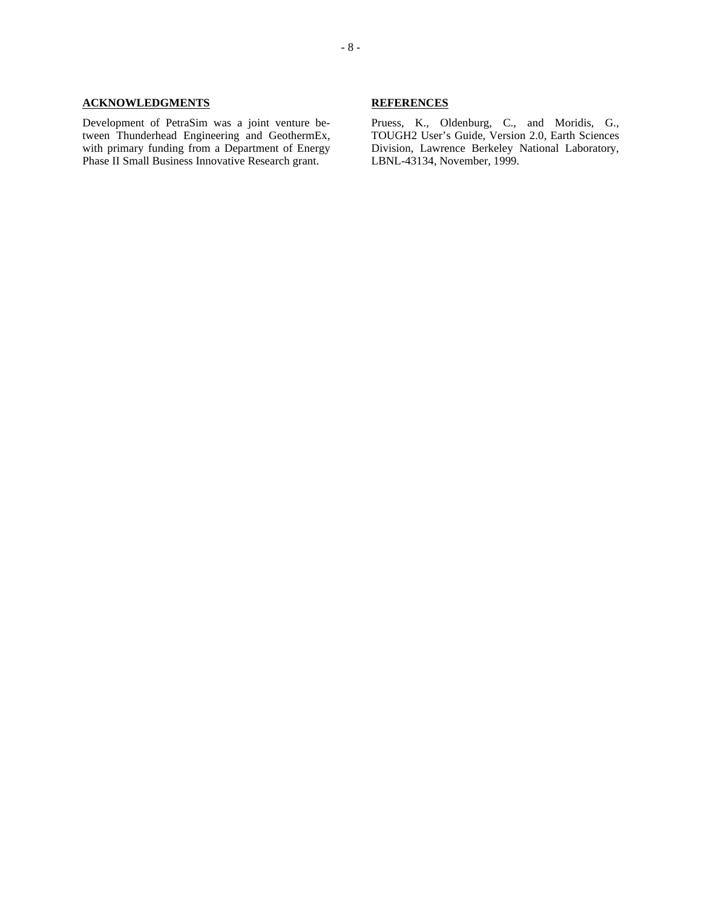## ACKNOWLEDGMENTS

Development of PetraSim was a joint venture between Thunderhead Engineering and GeothermEx, with primary funding from a Department of Energy Phase II Small Business Innovative Research grant.

## REFERENCES

Pruess, K., Oldenburg, C., and Moridis, G., TOUGH2 User's Guide, Version 2.0, Earth Sciences Division, Lawrence Berkeley National Laboratory, LBNL-43134, November, 1999.